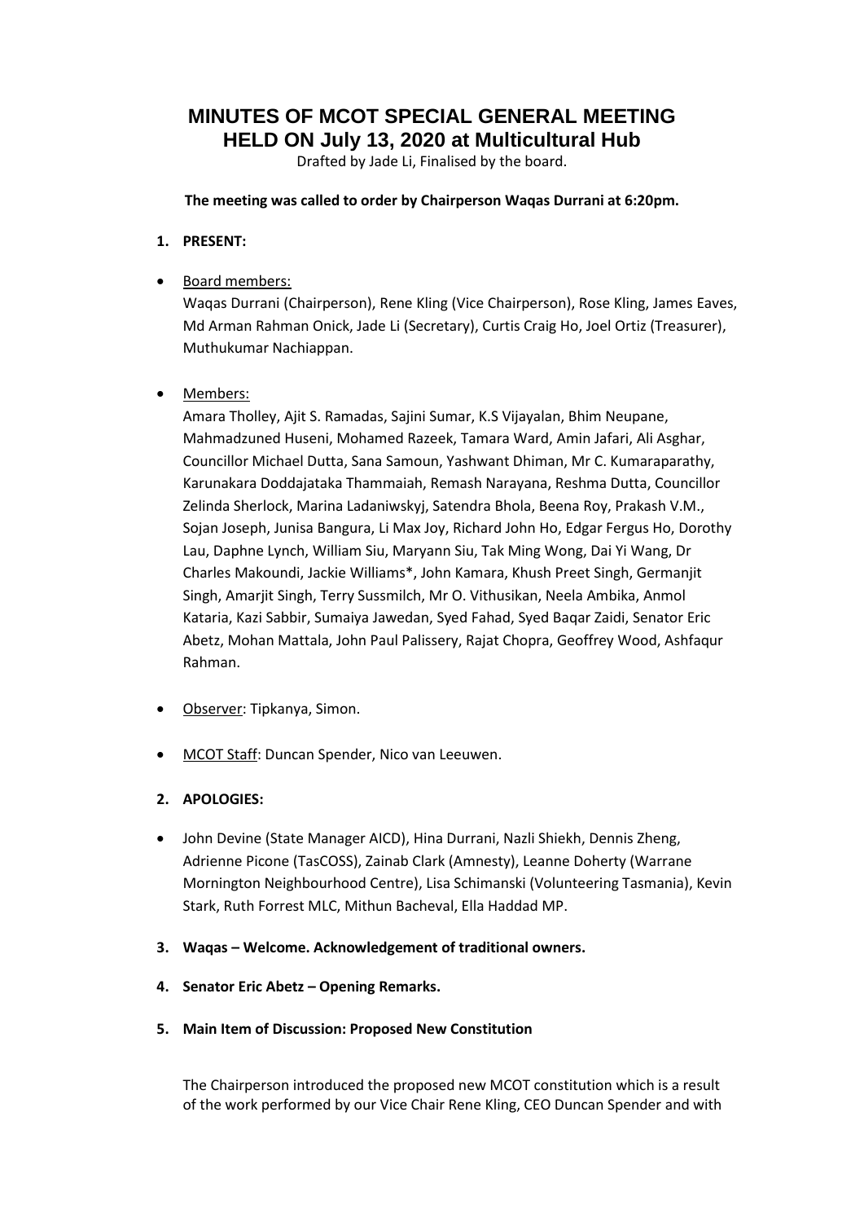# MINUTES OF MCOT SPECIAL GENERAL MEETING HELD ON July 13, 2020 at Multicultural Hub

Drafted by Jade Li, Finalised by the board.

**The meeting was called to order by Chairperson Waqas Durrani at 6:20pm.**

1. **PRESENT:**

- Board members:
  Waqas Durrani (Chairperson), Rene Kling (Vice Chairperson), Rose Kling, James Eaves, Md Arman Rahman Onick, Jade Li (Secretary), Curtis Craig Ho, Joel Ortiz (Treasurer), Muthukumar Nachiappan.

- Members:
  Amara Tholley, Ajit S. Ramadas, Sajini Sumar, K.S Vijayalan, Bhim Neupane, Mahmadzuned Huseni, Mohamed Razeek, Tamara Ward, Amin Jafari, Ali Asghar, Councillor Michael Dutta, Sana Samoun, Yashwant Dhiman, Mr C. Kumaraparathy, Karunakara Doddajataka Thammaiah, Remash Narayana, Reshma Dutta, Councillor Zelinda Sherlock, Marina Ladaniwskyj, Satendra Bhola, Beena Roy, Prakash V.M., Sojan Joseph, Junisa Bangura, Li Max Joy, Richard John Ho, Edgar Fergus Ho, Dorothy Lau, Daphne Lynch, William Siu, Maryann Siu, Tak Ming Wong, Dai Yi Wang, Dr Charles Makoundi, Jackie Williams*, John Kamara, Khush Preet Singh, Germanjit Singh, Amarjit Singh, Terry Sussmilch, Mr O. Vithusikan, Neela Ambika, Anmol Kataria, Kazi Sabbir, Sumaiya Jawedan, Syed Fahad, Syed Baqar Zaidi, Senator Eric Abetz, Mohan Mattala, John Paul Palissery, Rajat Chopra, Geoffrey Wood, Ashfaqur Rahman.

- Observer: Tipkanya, Simon.

- MCOT Staff: Duncan Spender, Nico van Leeuwen.

2. **APOLOGIES:**

- John Devine (State Manager AICD), Hina Durrani, Nazli Shiekh, Dennis Zheng, Adrienne Picone (TasCOSS), Zainab Clark (Amnesty), Leanne Doherty (Warrane Mornington Neighbourhood Centre), Lisa Schimanski (Volunteering Tasmania), Kevin Stark, Ruth Forrest MLC, Mithun Bacheval, Ella Haddad MP.

3. **Waqas – Welcome. Acknowledgement of traditional owners.**

4. **Senator Eric Abetz – Opening Remarks.**

5. **Main Item of Discussion: Proposed New Constitution**

   The Chairperson introduced the proposed new MCOT constitution which is a result of the work performed by our Vice Chair Rene Kling, CEO Duncan Spender and with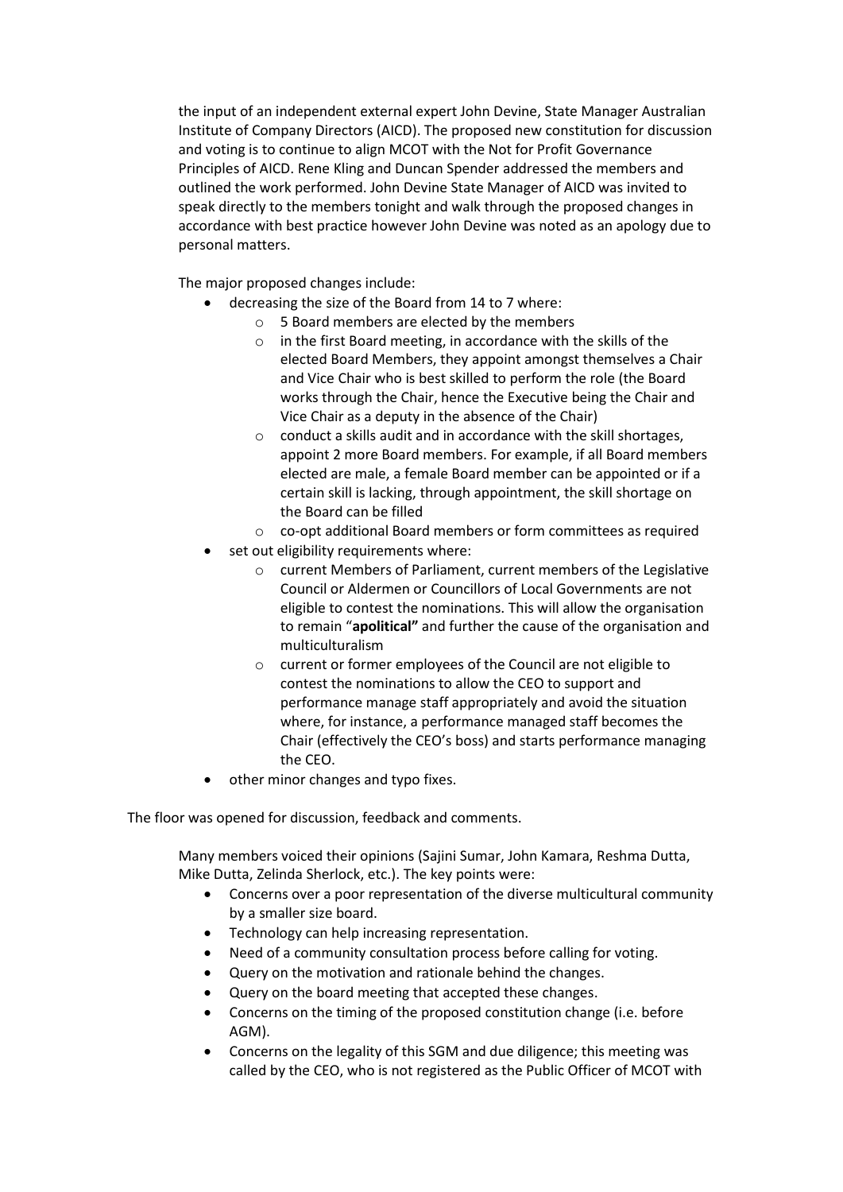the input of an independent external expert John Devine, State Manager Australian Institute of Company Directors (AICD). The proposed new constitution for discussion and voting is to continue to align MCOT with the Not for Profit Governance Principles of AICD. Rene Kling and Duncan Spender addressed the members and outlined the work performed. John Devine State Manager of AICD was invited to speak directly to the members tonight and walk through the proposed changes in accordance with best practice however John Devine was noted as an apology due to personal matters.

The major proposed changes include:

- decreasing the size of the Board from 14 to 7 where:
  - 5 Board members are elected by the members
  - in the first Board meeting, in accordance with the skills of the elected Board Members, they appoint amongst themselves a Chair and Vice Chair who is best skilled to perform the role (the Board works through the Chair, hence the Executive being the Chair and Vice Chair as a deputy in the absence of the Chair)
  - conduct a skills audit and in accordance with the skill shortages, appoint 2 more Board members. For example, if all Board members elected are male, a female Board member can be appointed or if a certain skill is lacking, through appointment, the skill shortage on the Board can be filled
  - co-opt additional Board members or form committees as required
- set out eligibility requirements where:
  - current Members of Parliament, current members of the Legislative Council or Aldermen or Councillors of Local Governments are not eligible to contest the nominations. This will allow the organisation to remain "**apolitical"** and further the cause of the organisation and multiculturalism
  - current or former employees of the Council are not eligible to contest the nominations to allow the CEO to support and performance manage staff appropriately and avoid the situation where, for instance, a performance managed staff becomes the Chair (effectively the CEO's boss) and starts performance managing the CEO.
- other minor changes and typo fixes.

The floor was opened for discussion, feedback and comments.

Many members voiced their opinions (Sajini Sumar, John Kamara, Reshma Dutta, Mike Dutta, Zelinda Sherlock, etc.). The key points were:

- Concerns over a poor representation of the diverse multicultural community by a smaller size board.
- Technology can help increasing representation.
- Need of a community consultation process before calling for voting.
- Query on the motivation and rationale behind the changes.
- Query on the board meeting that accepted these changes.
- Concerns on the timing of the proposed constitution change (i.e. before AGM).
- Concerns on the legality of this SGM and due diligence; this meeting was called by the CEO, who is not registered as the Public Officer of MCOT with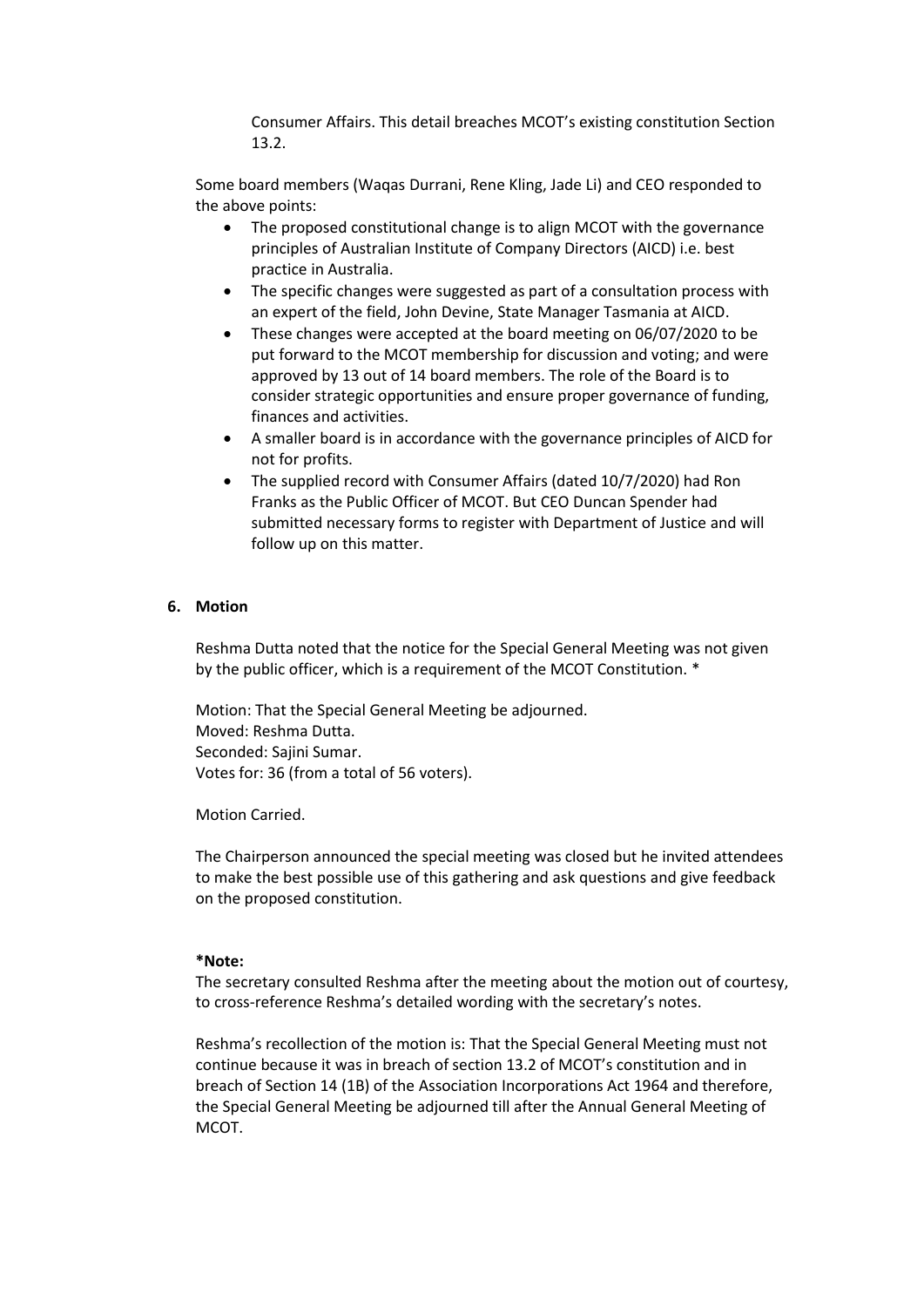Consumer Affairs. This detail breaches MCOT's existing constitution Section 13.2.

Some board members (Waqas Durrani, Rene Kling, Jade Li) and CEO responded to the above points:

- The proposed constitutional change is to align MCOT with the governance principles of Australian Institute of Company Directors (AICD) i.e. best practice in Australia.
- The specific changes were suggested as part of a consultation process with an expert of the field, John Devine, State Manager Tasmania at AICD.
- These changes were accepted at the board meeting on 06/07/2020 to be put forward to the MCOT membership for discussion and voting; and were approved by 13 out of 14 board members. The role of the Board is to consider strategic opportunities and ensure proper governance of funding, finances and activities.
- A smaller board is in accordance with the governance principles of AICD for not for profits.
- The supplied record with Consumer Affairs (dated 10/7/2020) had Ron Franks as the Public Officer of MCOT. But CEO Duncan Spender had submitted necessary forms to register with Department of Justice and will follow up on this matter.

## 6. Motion

Reshma Dutta noted that the notice for the Special General Meeting was not given by the public officer, which is a requirement of the MCOT Constitution. *

Motion: That the Special General Meeting be adjourned.
Moved: Reshma Dutta.
Seconded: Sajini Sumar.
Votes for: 36 (from a total of 56 voters).

Motion Carried.

The Chairperson announced the special meeting was closed but he invited attendees to make the best possible use of this gathering and ask questions and give feedback on the proposed constitution.

**\*Note:**
The secretary consulted Reshma after the meeting about the motion out of courtesy, to cross-reference Reshma's detailed wording with the secretary's notes.

Reshma's recollection of the motion is: That the Special General Meeting must not continue because it was in breach of section 13.2 of MCOT's constitution and in breach of Section 14 (1B) of the Association Incorporations Act 1964 and therefore, the Special General Meeting be adjourned till after the Annual General Meeting of MCOT.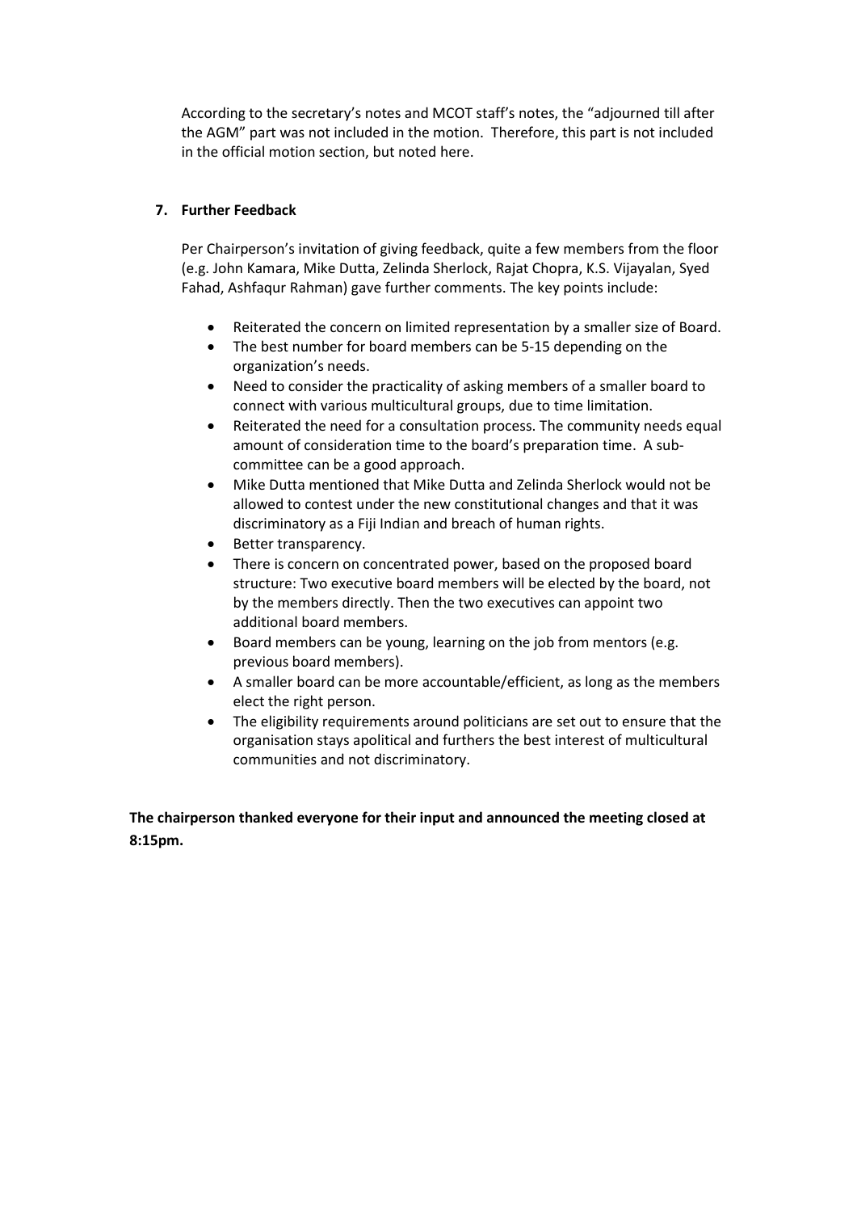According to the secretary's notes and MCOT staff's notes, the "adjourned till after the AGM" part was not included in the motion. Therefore, this part is not included in the official motion section, but noted here.

**7. Further Feedback**

Per Chairperson's invitation of giving feedback, quite a few members from the floor (e.g. John Kamara, Mike Dutta, Zelinda Sherlock, Rajat Chopra, K.S. Vijayalan, Syed Fahad, Ashfaqur Rahman) gave further comments. The key points include:

- Reiterated the concern on limited representation by a smaller size of Board.
- The best number for board members can be 5-15 depending on the organization's needs.
- Need to consider the practicality of asking members of a smaller board to connect with various multicultural groups, due to time limitation.
- Reiterated the need for a consultation process. The community needs equal amount of consideration time to the board's preparation time. A sub-committee can be a good approach.
- Mike Dutta mentioned that Mike Dutta and Zelinda Sherlock would not be allowed to contest under the new constitutional changes and that it was discriminatory as a Fiji Indian and breach of human rights.
- Better transparency.
- There is concern on concentrated power, based on the proposed board structure: Two executive board members will be elected by the board, not by the members directly. Then the two executives can appoint two additional board members.
- Board members can be young, learning on the job from mentors (e.g. previous board members).
- A smaller board can be more accountable/efficient, as long as the members elect the right person.
- The eligibility requirements around politicians are set out to ensure that the organisation stays apolitical and furthers the best interest of multicultural communities and not discriminatory.

**The chairperson thanked everyone for their input and announced the meeting closed at 8:15pm.**